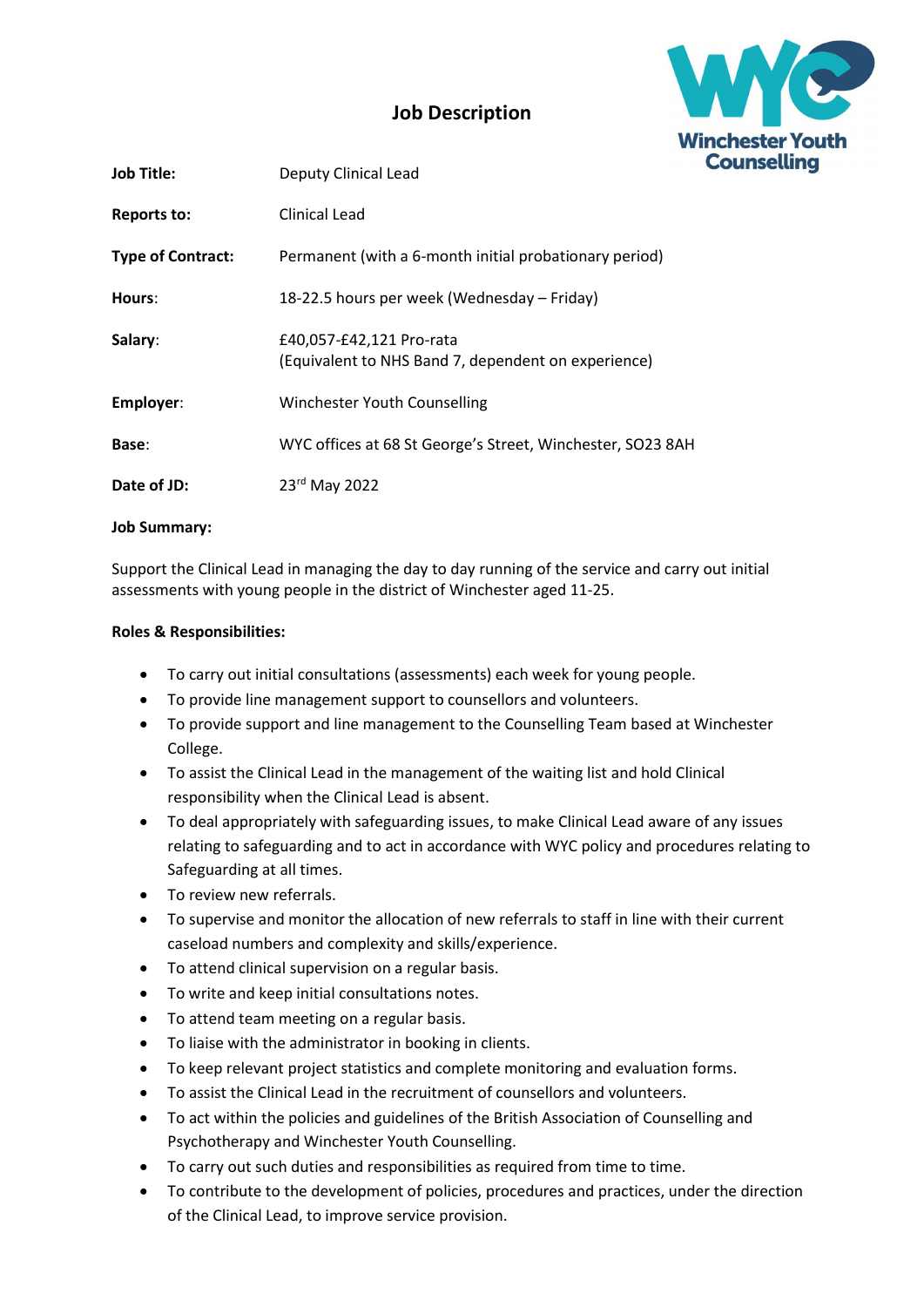# Job Description

| | |
|---|---|
| **Job Title:** | Deputy Clinical Lead |
| **Reports to:** | Clinical Lead |
| **Type of Contract:** | Permanent (with a 6-month initial probationary period) |
| **Hours:** | 18-22.5 hours per week (Wednesday – Friday) |
| **Salary:** | £40,057-£42,121 Pro-rata (Equivalent to NHS Band 7, dependent on experience) |
| **Employer:** | Winchester Youth Counselling |
| **Base:** | WYC offices at 68 St George's Street, Winchester, SO23 8AH |
| **Date of JD:** | 23rd May 2022 |

**Job Summary:**

Support the Clinical Lead in managing the day to day running of the service and carry out initial assessments with young people in the district of Winchester aged 11-25.

**Roles & Responsibilities:**

- To carry out initial consultations (assessments) each week for young people.
- To provide line management support to counsellors and volunteers.
- To provide support and line management to the Counselling Team based at Winchester College.
- To assist the Clinical Lead in the management of the waiting list and hold Clinical responsibility when the Clinical Lead is absent.
- To deal appropriately with safeguarding issues, to make Clinical Lead aware of any issues relating to safeguarding and to act in accordance with WYC policy and procedures relating to Safeguarding at all times.
- To review new referrals.
- To supervise and monitor the allocation of new referrals to staff in line with their current caseload numbers and complexity and skills/experience.
- To attend clinical supervision on a regular basis.
- To write and keep initial consultations notes.
- To attend team meeting on a regular basis.
- To liaise with the administrator in booking in clients.
- To keep relevant project statistics and complete monitoring and evaluation forms.
- To assist the Clinical Lead in the recruitment of counsellors and volunteers.
- To act within the policies and guidelines of the British Association of Counselling and Psychotherapy and Winchester Youth Counselling.
- To carry out such duties and responsibilities as required from time to time.
- To contribute to the development of policies, procedures and practices, under the direction of the Clinical Lead, to improve service provision.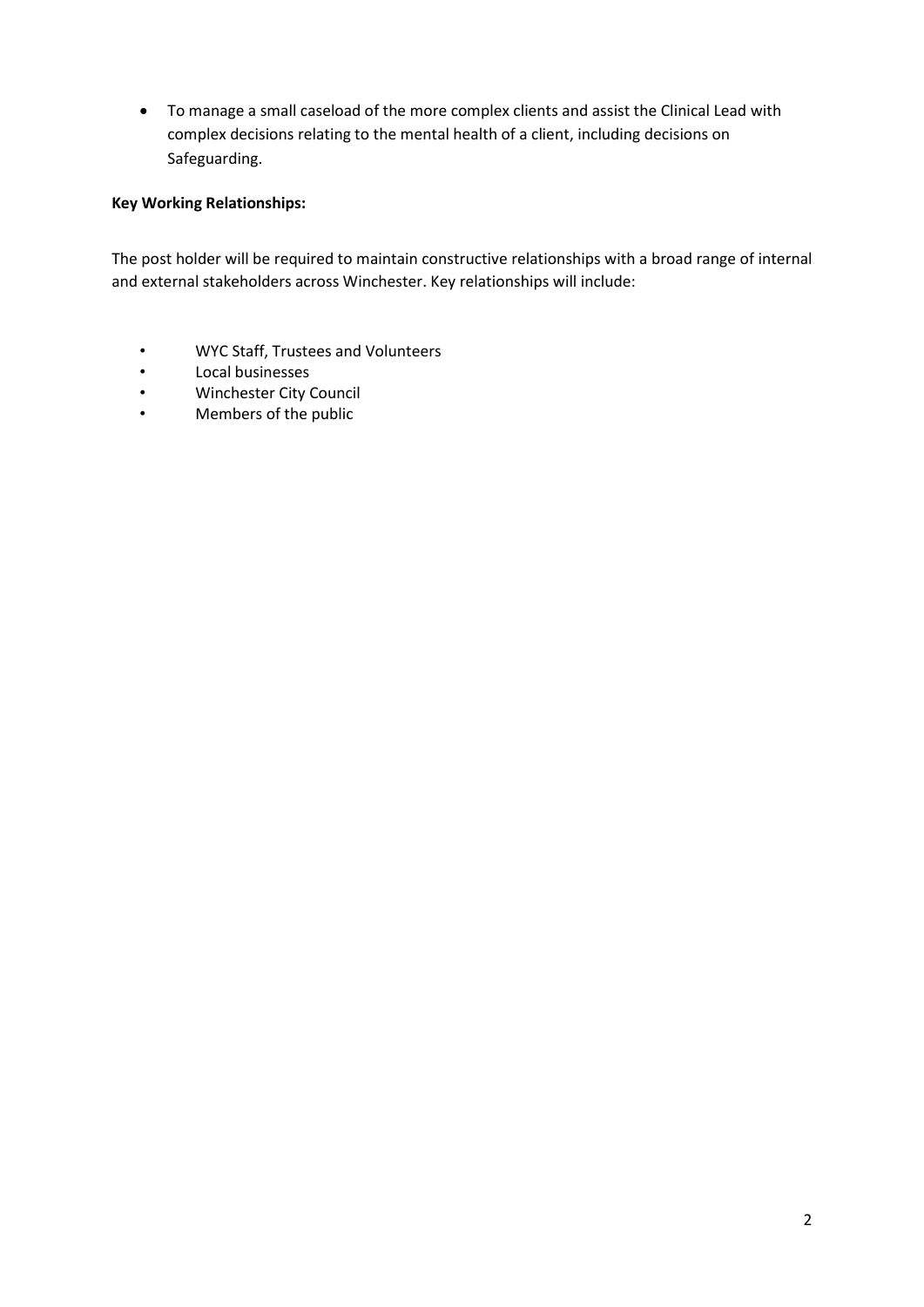- To manage a small caseload of the more complex clients and assist the Clinical Lead with complex decisions relating to the mental health of a client, including decisions on Safeguarding.

**Key Working Relationships:**

The post holder will be required to maintain constructive relationships with a broad range of internal and external stakeholders across Winchester. Key relationships will include:

- WYC Staff, Trustees and Volunteers
- Local businesses
- Winchester City Council
- Members of the public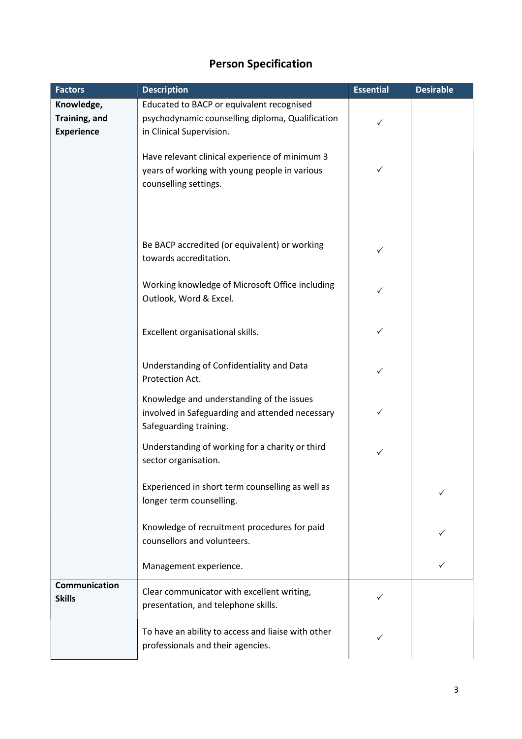# Person Specification

| Factors | Description | Essential | Desirable |
|---|---|---|---|
| **Knowledge, Training, and Experience** | Educated to BACP or equivalent recognised psychodynamic counselling diploma, Qualification in Clinical Supervision. | ✓ | |
| | Have relevant clinical experience of minimum 3 years of working with young people in various counselling settings. | ✓ | |
| | Be BACP accredited (or equivalent) or working towards accreditation. | ✓ | |
| | Working knowledge of Microsoft Office including Outlook, Word & Excel. | ✓ | |
| | Excellent organisational skills. | ✓ | |
| | Understanding of Confidentiality and Data Protection Act. | ✓ | |
| | Knowledge and understanding of the issues involved in Safeguarding and attended necessary Safeguarding training. | ✓ | |
| | Understanding of working for a charity or third sector organisation. | ✓ | |
| | Experienced in short term counselling as well as longer term counselling. | | ✓ |
| | Knowledge of recruitment procedures for paid counsellors and volunteers. | | ✓ |
| | Management experience. | | ✓ |
| **Communication Skills** | Clear communicator with excellent writing, presentation, and telephone skills. | ✓ | |
| | To have an ability to access and liaise with other professionals and their agencies. | ✓ | |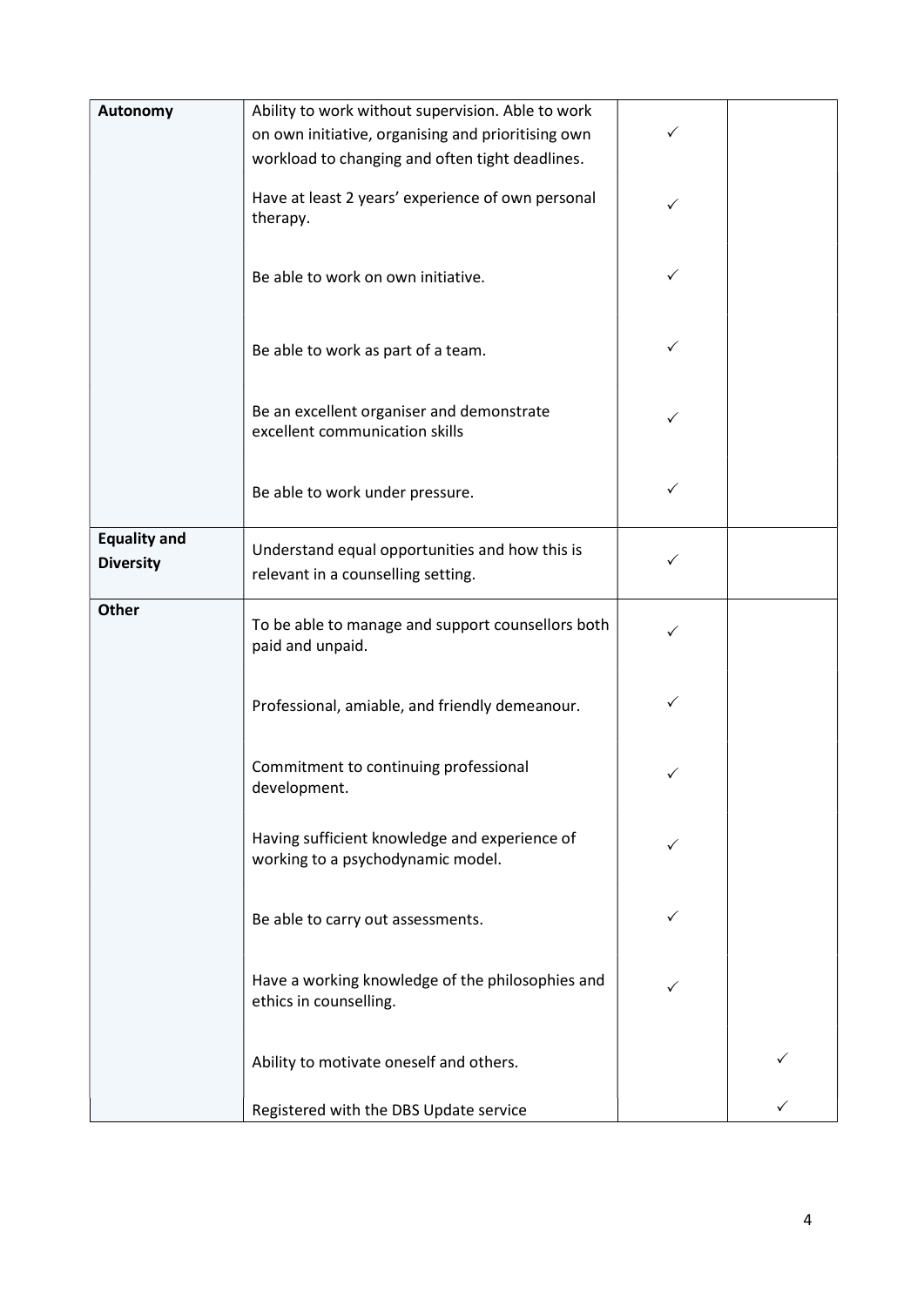| | | | |
|---|---|---|---|
| **Autonomy** | Ability to work without supervision. Able to work on own initiative, organising and prioritising own workload to changing and often tight deadlines. | ✓ | |
| | Have at least 2 years' experience of own personal therapy. | ✓ | |
| | Be able to work on own initiative. | ✓ | |
| | Be able to work as part of a team. | ✓ | |
| | Be an excellent organiser and demonstrate excellent communication skills | ✓ | |
| | Be able to work under pressure. | ✓ | |
| **Equality and Diversity** | Understand equal opportunities and how this is relevant in a counselling setting. | ✓ | |
| **Other** | To be able to manage and support counsellors both paid and unpaid. | ✓ | |
| | Professional, amiable, and friendly demeanour. | ✓ | |
| | Commitment to continuing professional development. | ✓ | |
| | Having sufficient knowledge and experience of working to a psychodynamic model. | ✓ | |
| | Be able to carry out assessments. | ✓ | |
| | Have a working knowledge of the philosophies and ethics in counselling. | ✓ | |
| | Ability to motivate oneself and others. | | ✓ |
| | Registered with the DBS Update service | | ✓ |